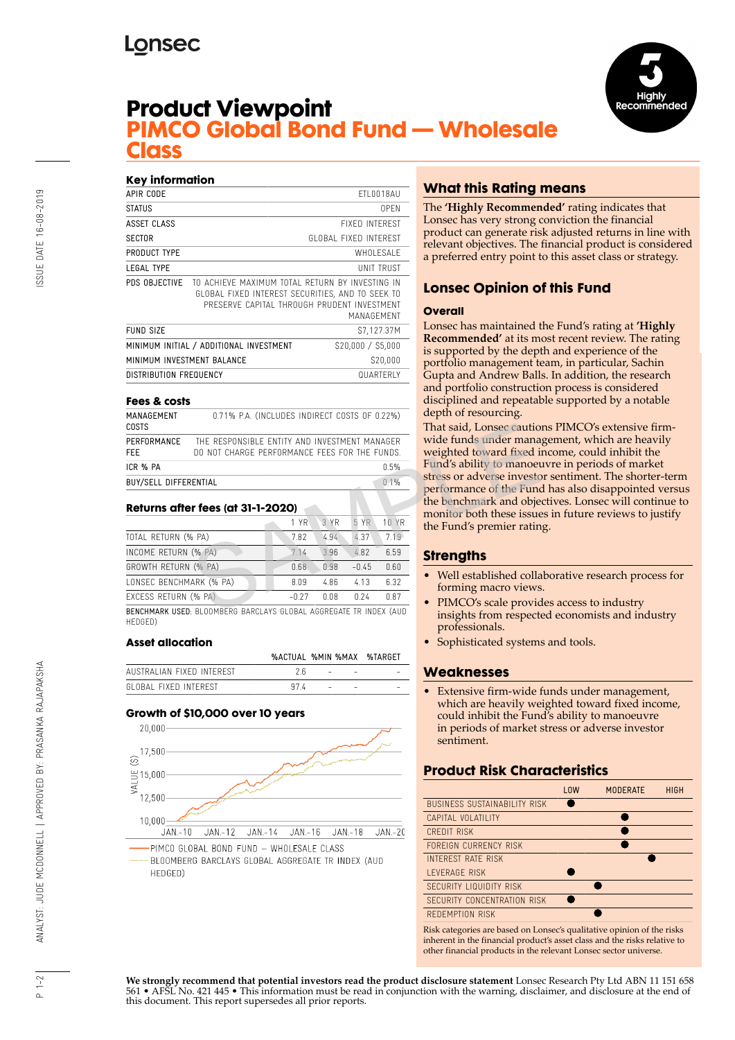Lonsec

# Product Viewpoint
# PIMCO Global Bond Fund — Wholesale Class

5 Highly Recommended

ISSUE DATE 16-08-2019

## Key information

| | |
|---|---|
| APIR CODE | ETL0018AU |
| STATUS | OPEN |
| ASSET CLASS | FIXED INTEREST |
| SECTOR | GLOBAL FIXED INTEREST |
| PRODUCT TYPE | WHOLESALE |
| LEGAL TYPE | UNIT TRUST |
| PDS OBJECTIVE | TO ACHIEVE MAXIMUM TOTAL RETURN BY INVESTING IN GLOBAL FIXED INTEREST SECURITIES, AND TO SEEK TO PRESERVE CAPITAL THROUGH PRUDENT INVESTMENT MANAGEMENT |
| FUND SIZE | $7,127.37M |
| MINIMUM INITIAL / ADDITIONAL INVESTMENT | $20,000 / $5,000 |
| MINIMUM INVESTMENT BALANCE | $20,000 |
| DISTRIBUTION FREQUENCY | QUARTERLY |

## Fees & costs

| | |
|---|---|
| MANAGEMENT COSTS | 0.71% P.A. (INCLUDES INDIRECT COSTS OF 0.22%) |
| PERFORMANCE FEE | THE RESPONSIBLE ENTITY AND INVESTMENT MANAGER DO NOT CHARGE PERFORMANCE FEES FOR THE FUNDS. |
| ICR % PA | 0.5% |
| BUY/SELL DIFFERENTIAL | 0.1% |

## Returns after fees (at 31-1-2020)

| | 1 YR | 3 YR | 5 YR | 10 YR |
|---|---|---|---|---|
| TOTAL RETURN (% PA) | 7.82 | 4.94 | 4.37 | 7.19 |
| INCOME RETURN (% PA) | 7.14 | 3.96 | 4.82 | 6.59 |
| GROWTH RETURN (% PA) | 0.68 | 0.98 | -0.45 | 0.60 |
| LONSEC BENCHMARK (% PA) | 8.09 | 4.86 | 4.13 | 6.32 |
| EXCESS RETURN (% PA) | -0.27 | 0.08 | 0.24 | 0.87 |

BENCHMARK USED: BLOOMBERG BARCLAYS GLOBAL AGGREGATE TR INDEX (AUD HEDGED)

## Asset allocation

| | %ACTUAL | %MIN | %MAX | %TARGET |
|---|---|---|---|---|
| AUSTRALIAN FIXED INTEREST | 2.6 | - | - | - |
| GLOBAL FIXED INTEREST | 97.4 | - | - | - |

## Growth of $10,000 over 10 years

20,000
17,500
15,000
12,500
10,000
VALUE ($)
JAN.-10 JAN.-12 JAN.-14 JAN.-16 JAN.-18 JAN.-20

PIMCO GLOBAL BOND FUND – WHOLESALE CLASS
BLOOMBERG BARCLAYS GLOBAL AGGREGATE TR INDEX (AUD HEDGED)

## What this Rating means

The **'Highly Recommended'** rating indicates that Lonsec has very strong conviction the financial product can generate risk adjusted returns in line with relevant objectives. The financial product is considered a preferred entry point to this asset class or strategy.

## Lonsec Opinion of this Fund

### Overall

Lonsec has maintained the Fund's rating at **'Highly Recommended'** at its most recent review. The rating is supported by the depth and experience of the portfolio management team, in particular, Sachin Gupta and Andrew Balls. In addition, the research and portfolio construction process is considered disciplined and repeatable supported by a notable depth of resourcing.

That said, Lonsec cautions PIMCO's extensive firm-wide funds under management, which are heavily weighted toward fixed income, could inhibit the Fund's ability to manoeuvre in periods of market stress or adverse investor sentiment. The shorter-term performance of the Fund has also disappointed versus the benchmark and objectives. Lonsec will continue to monitor both these issues in future reviews to justify the Fund's premier rating.

## Strengths

- Well established collaborative research process for forming macro views.
- PIMCO's scale provides access to industry insights from respected economists and industry professionals.
- Sophisticated systems and tools.

## Weaknesses

- Extensive firm-wide funds under management, which are heavily weighted toward fixed income, could inhibit the Fund's ability to manoeuvre in periods of market stress or adverse investor sentiment.

## Product Risk Characteristics

| | LOW | | MODERATE | | HIGH |
|---|---|---|---|---|---|
| BUSINESS SUSTAINABILITY RISK | ● | | | | |
| CAPITAL VOLATILITY | | | ● | | |
| CREDIT RISK | | | ● | | |
| FOREIGN CURRENCY RISK | | | ● | | |
| INTEREST RATE RISK | | | | ● | |
| LEVERAGE RISK | ● | | | | |
| SECURITY LIQUIDITY RISK | | ● | | | |
| SECURITY CONCENTRATION RISK | ● | | | | |
| REDEMPTION RISK | | ● | | | |

Risk categories are based on Lonsec's qualitative opinion of the risks inherent in the financial product's asset class and the risks relative to other financial products in the relevant Lonsec sector universe.

ANALYST: JUDE MCDONNELL | APPROVED BY: PRASANKA RAJAPAKSHA

**We strongly recommend that potential investors read the product disclosure statement** Lonsec Research Pty Ltd ABN 11 151 658 561 • AFSL No. 421 445 • This information must be read in conjunction with the warning, disclaimer, and disclosure at the end of this document. This report supersedes all prior reports.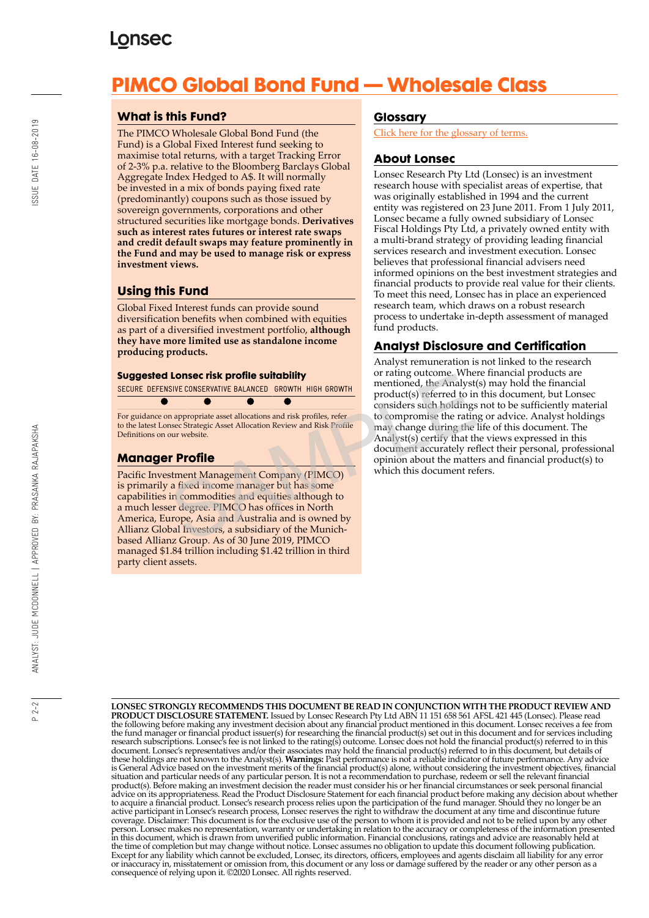# PIMCO Global Bond Fund — Wholesale Class

## What is this Fund?

The PIMCO Wholesale Global Bond Fund (the Fund) is a Global Fixed Interest fund seeking to maximise total returns, with a target Tracking Error of 2-3% p.a. relative to the Bloomberg Barclays Global Aggregate Index Hedged to A$. It will normally be invested in a mix of bonds paying fixed rate (predominantly) coupons such as those issued by sovereign governments, corporations and other structured securities like mortgage bonds. **Derivatives such as interest rates futures or interest rate swaps and credit default swaps may feature prominently in the Fund and may be used to manage risk or express investment views.**

## Using this Fund

Global Fixed Interest funds can provide sound diversification benefits when combined with equities as part of a diversified investment portfolio, **although they have more limited use as standalone income producing products.**

### Suggested Lonsec risk profile suitability

| SECURE | DEFENSIVE | CONSERVATIVE | BALANCED | GROWTH | HIGH GROWTH |
|---|---|---|---|---|---|
| | ● | ● | ● | ● | |

For guidance on appropriate asset allocations and risk profiles, refer to the latest Lonsec Strategic Asset Allocation Review and Risk Profile Definitions on our website.

## Manager Profile

Pacific Investment Management Company (PIMCO) is primarily a fixed income manager but has some capabilities in commodities and equities although to a much lesser degree. PIMCO has offices in North America, Europe, Asia and Australia and is owned by Allianz Global Investors, a subsidiary of the Munich-based Allianz Group. As of 30 June 2019, PIMCO managed $1.84 trillion including $1.42 trillion in third party client assets.

## Glossary

Click here for the glossary of terms.

## About Lonsec

Lonsec Research Pty Ltd (Lonsec) is an investment research house with specialist areas of expertise, that was originally established in 1994 and the current entity was registered on 23 June 2011. From 1 July 2011, Lonsec became a fully owned subsidiary of Lonsec Fiscal Holdings Pty Ltd, a privately owned entity with a multi-brand strategy of providing leading financial services research and investment execution. Lonsec believes that professional financial advisers need informed opinions on the best investment strategies and financial products to provide real value for their clients. To meet this need, Lonsec has in place an experienced research team, which draws on a robust research process to undertake in-depth assessment of managed fund products.

## Analyst Disclosure and Certification

Analyst remuneration is not linked to the research or rating outcome. Where financial products are mentioned, the Analyst(s) may hold the financial product(s) referred to in this document, but Lonsec considers such holdings not to be sufficiently material to compromise the rating or advice. Analyst holdings may change during the life of this document. The Analyst(s) certify that the views expressed in this document accurately reflect their personal, professional opinion about the matters and financial product(s) to which this document refers.

**LONSEC STRONGLY RECOMMENDS THIS DOCUMENT BE READ IN CONJUNCTION WITH THE PRODUCT REVIEW AND PRODUCT DISCLOSURE STATEMENT.** Issued by Lonsec Research Pty Ltd ABN 11 151 658 561 AFSL 421 445 (Lonsec). Please read the following before making any investment decision about any financial product mentioned in this document. Lonsec receives a fee from the fund manager or financial product issuer(s) for researching the financial product(s) set out in this document and for services including research subscriptions. Lonsec's fee is not linked to the rating(s) outcome. Lonsec does not hold the financial product(s) referred to in this document. Lonsec's representatives and/or their associates may hold the financial product(s) referred to in this document, but details of these holdings are not known to the Analyst(s). **Warnings:** Past performance is not a reliable indicator of future performance. Any advice is General Advice based on the investment merits of the financial product(s) alone, without considering the investment objectives, financial situation and particular needs of any particular person. It is not a recommendation to purchase, redeem or sell the relevant financial product(s). Before making an investment decision the reader must consider his or her financial circumstances or seek personal financial advice on its appropriateness. Read the Product Disclosure Statement for each financial product before making any decision about whether to acquire a financial product. Lonsec's research process relies upon the participation of the fund manager. Should they no longer be an active participant in Lonsec's research process, Lonsec reserves the right to withdraw the document at any time and discontinue future coverage. Disclaimer: This document is for the exclusive use of the person to whom it is provided and not to be relied upon by any other person. Lonsec makes no representation, warranty or undertaking in relation to the accuracy or completeness of the information presented in this document, which is drawn from unverified public information. Financial conclusions, ratings and advice are reasonably held at the time of completion but may change without notice. Lonsec assumes no obligation to update this document following publication. Except for any liability which cannot be excluded, Lonsec, its directors, officers, employees and agents disclaim all liability for any error or inaccuracy in, misstatement or omission from, this document or any loss or damage suffered by the reader or any other person as a consequence of relying upon it. ©2020 Lonsec. All rights reserved.